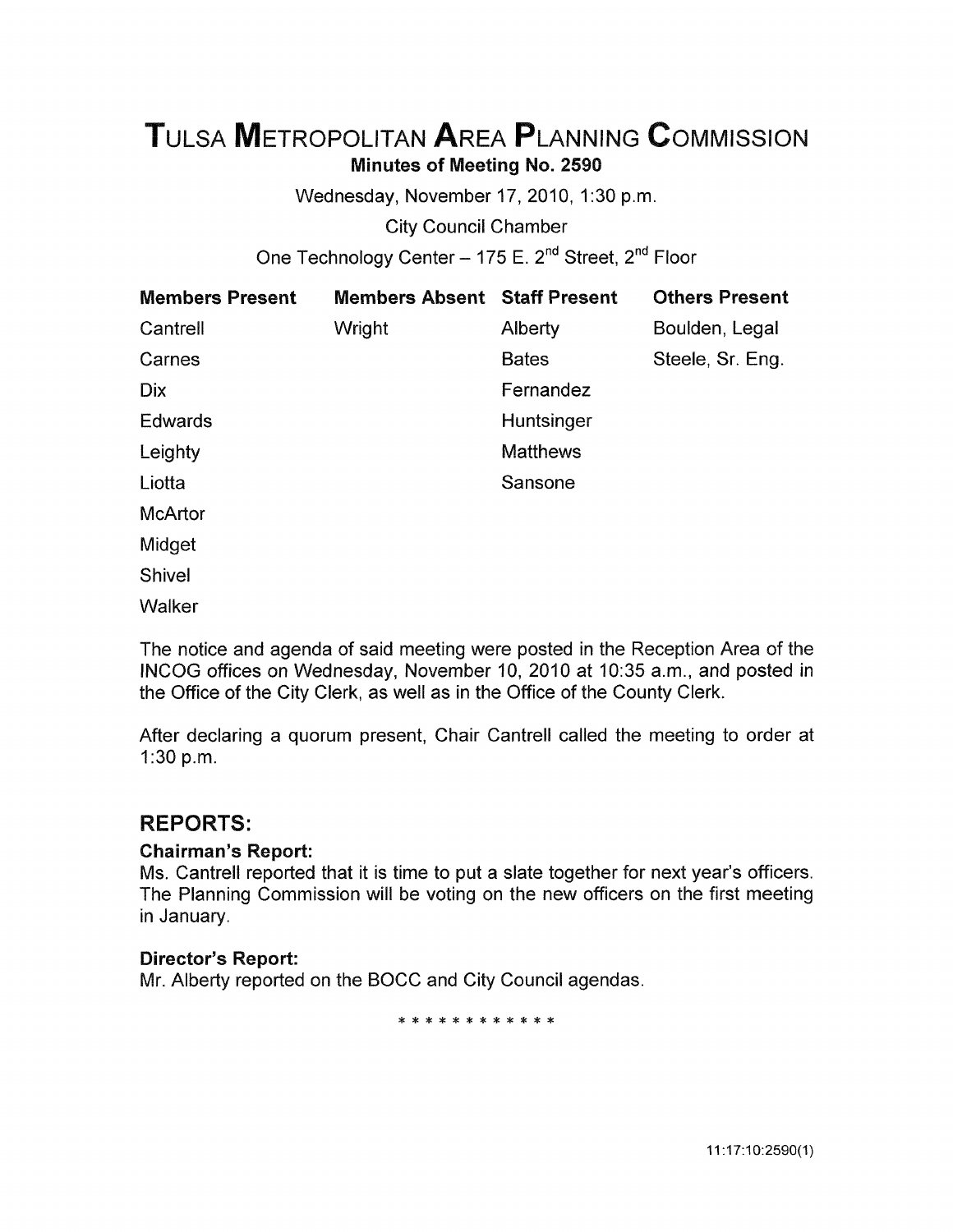# TULSA METROPOLITAN AREA PLANNING COMMISSION

**Minutes of Meeting No. 2590**

Wednesday, November 17, 2010, 1:30 p.m.

City Council Chamber

One Technology Center – 175 E. 2nd Street, 2nd Floor

| Members Present | Members Absent | Staff Present | Others Present |
|---|---|---|---|
| Cantrell | Wright | Alberty | Boulden, Legal |
| Carnes | | Bates | Steele, Sr. Eng. |
| Dix | | Fernandez | |
| Edwards | | Huntsinger | |
| Leighty | | Matthews | |
| Liotta | | Sansone | |
| McArtor | | | |
| Midget | | | |
| Shivel | | | |
| Walker | | | |

The notice and agenda of said meeting were posted in the Reception Area of the INCOG offices on Wednesday, November 10, 2010 at 10:35 a.m., and posted in the Office of the City Clerk, as well as in the Office of the County Clerk.

After declaring a quorum present, Chair Cantrell called the meeting to order at 1:30 p.m.

## REPORTS:

**Chairman's Report:**

Ms. Cantrell reported that it is time to put a slate together for next year's officers. The Planning Commission will be voting on the new officers on the first meeting in January.

**Director's Report:**

Mr. Alberty reported on the BOCC and City Council agendas.

* * * * * * * * * * * *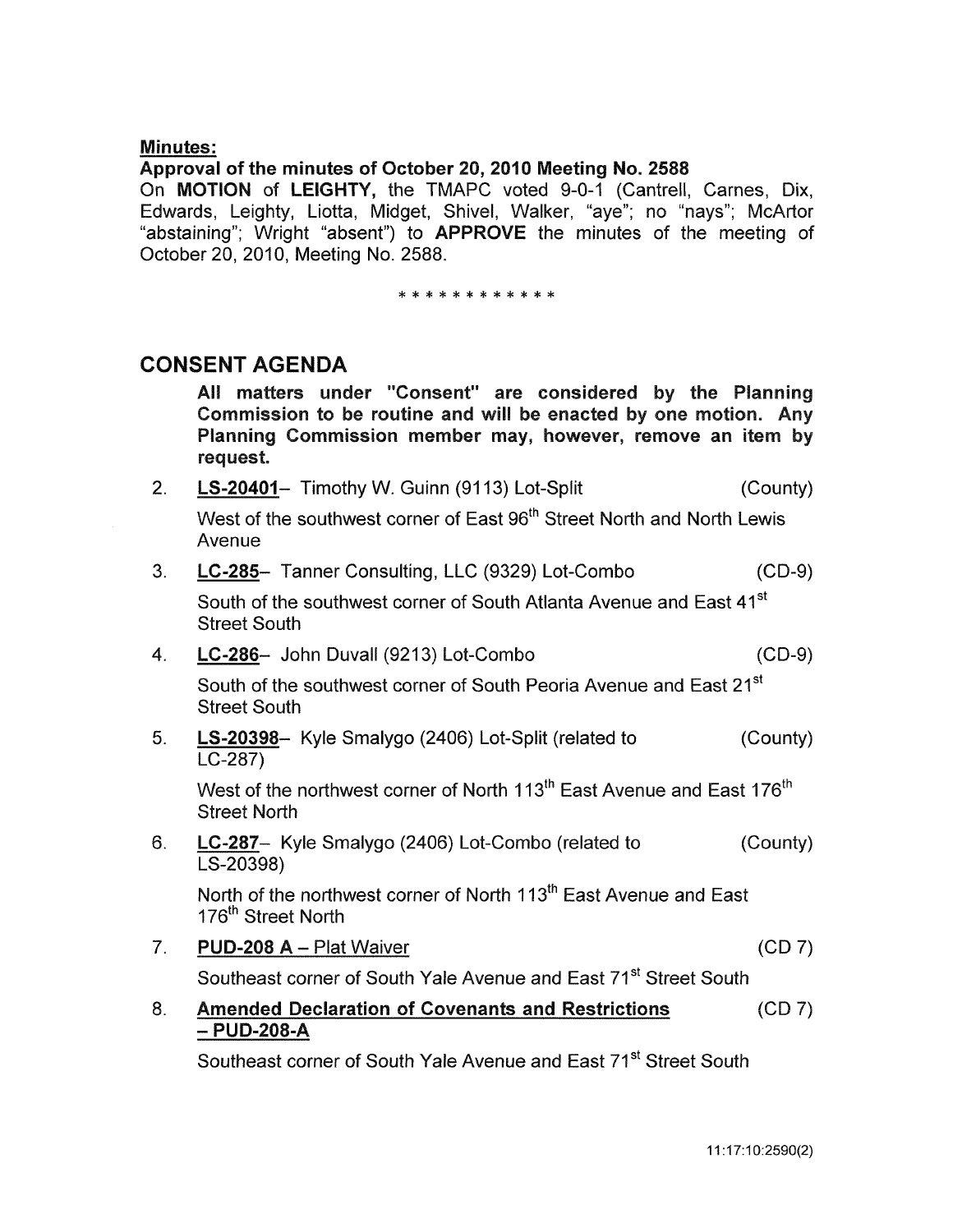**Minutes:**

**Approval of the minutes of October 20, 2010 Meeting No. 2588**

On **MOTION** of **LEIGHTY,** the TMAPC voted 9-0-1 (Cantrell, Carnes, Dix, Edwards, Leighty, Liotta, Midget, Shivel, Walker, "aye"; no "nays"; McArtor "abstaining"; Wright "absent") to **APPROVE** the minutes of the meeting of October 20, 2010, Meeting No. 2588.

\* \* \* \* \* \* \* \* \* \* \* \*

## CONSENT AGENDA

**All matters under "Consent" are considered by the Planning Commission to be routine and will be enacted by one motion. Any Planning Commission member may, however, remove an item by request.**

2. **LS-20401**– Timothy W. Guinn (9113) Lot-Split (County)

   West of the southwest corner of East 96th Street North and North Lewis Avenue

3. **LC-285**– Tanner Consulting, LLC (9329) Lot-Combo (CD-9)

   South of the southwest corner of South Atlanta Avenue and East 41st Street South

4. **LC-286**– John Duvall (9213) Lot-Combo (CD-9)

   South of the southwest corner of South Peoria Avenue and East 21st Street South

5. **LS-20398**– Kyle Smalygo (2406) Lot-Split (related to LC-287) (County)

   West of the northwest corner of North 113th East Avenue and East 176th Street North

6. **LC-287**– Kyle Smalygo (2406) Lot-Combo (related to LS-20398) (County)

   North of the northwest corner of North 113th East Avenue and East 176th Street North

7. **PUD-208 A – Plat Waiver** (CD 7)

   Southeast corner of South Yale Avenue and East 71st Street South

8. **Amended Declaration of Covenants and Restrictions – PUD-208-A** (CD 7)

   Southeast corner of South Yale Avenue and East 71st Street South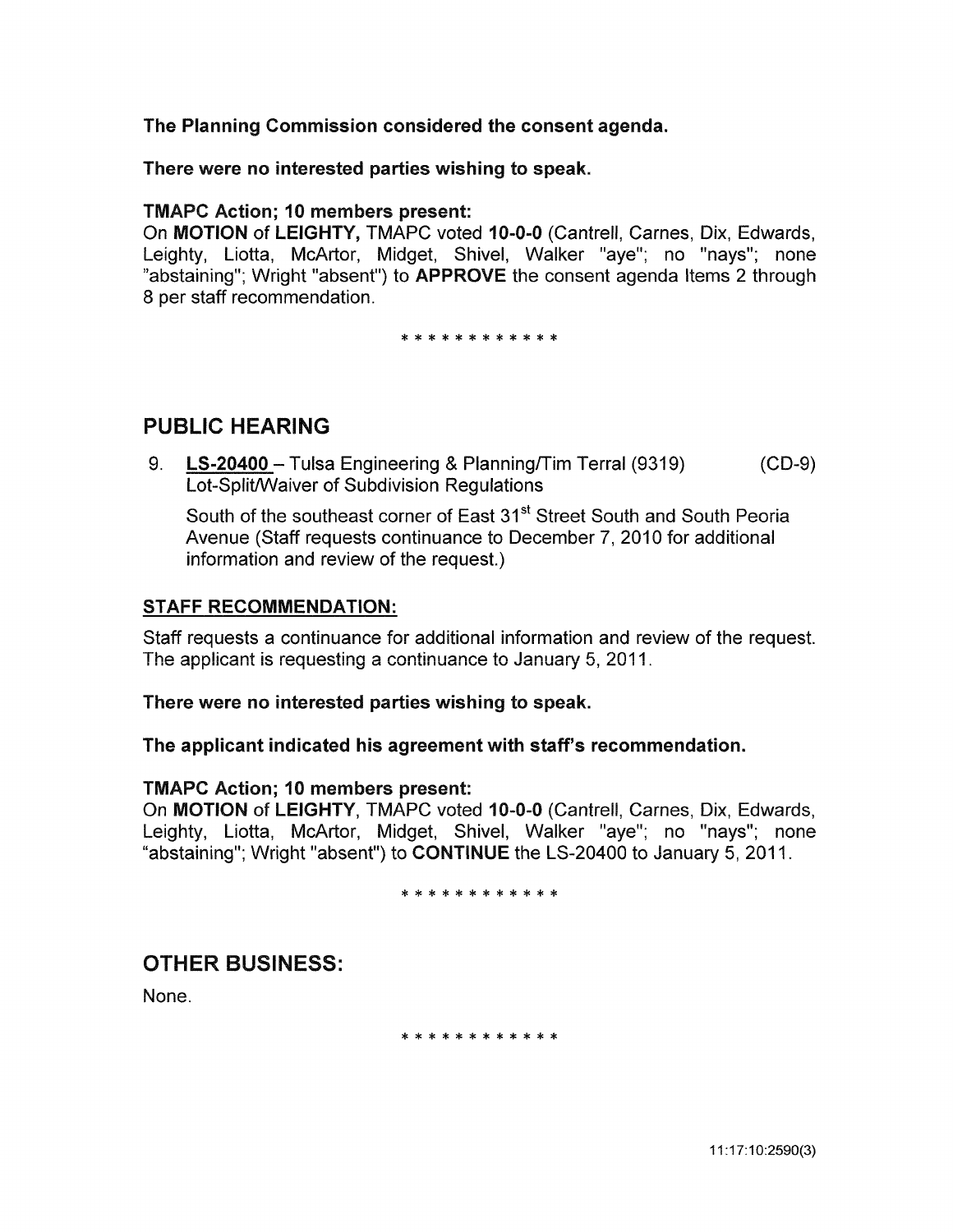**The Planning Commission considered the consent agenda.**

**There were no interested parties wishing to speak.**

**TMAPC Action; 10 members present:**

On **MOTION** of **LEIGHTY,** TMAPC voted **10-0-0** (Cantrell, Carnes, Dix, Edwards, Leighty, Liotta, McArtor, Midget, Shivel, Walker "aye"; no "nays"; none "abstaining"; Wright "absent") to **APPROVE** the consent agenda Items 2 through 8 per staff recommendation.

* * * * * * * * * * * *

## PUBLIC HEARING

9. **LS-20400** – Tulsa Engineering & Planning/Tim Terral (9319) (CD-9)
   Lot-Split/Waiver of Subdivision Regulations

   South of the southeast corner of East 31st Street South and South Peoria Avenue (Staff requests continuance to December 7, 2010 for additional information and review of the request.)

**STAFF RECOMMENDATION:**

Staff requests a continuance for additional information and review of the request. The applicant is requesting a continuance to January 5, 2011.

**There were no interested parties wishing to speak.**

**The applicant indicated his agreement with staff's recommendation.**

**TMAPC Action; 10 members present:**

On **MOTION** of **LEIGHTY**, TMAPC voted **10-0-0** (Cantrell, Carnes, Dix, Edwards, Leighty, Liotta, McArtor, Midget, Shivel, Walker "aye"; no "nays"; none "abstaining"; Wright "absent") to **CONTINUE** the LS-20400 to January 5, 2011.

* * * * * * * * * * * *

## OTHER BUSINESS:

None.

* * * * * * * * * * * *

11:17:10:2590(3)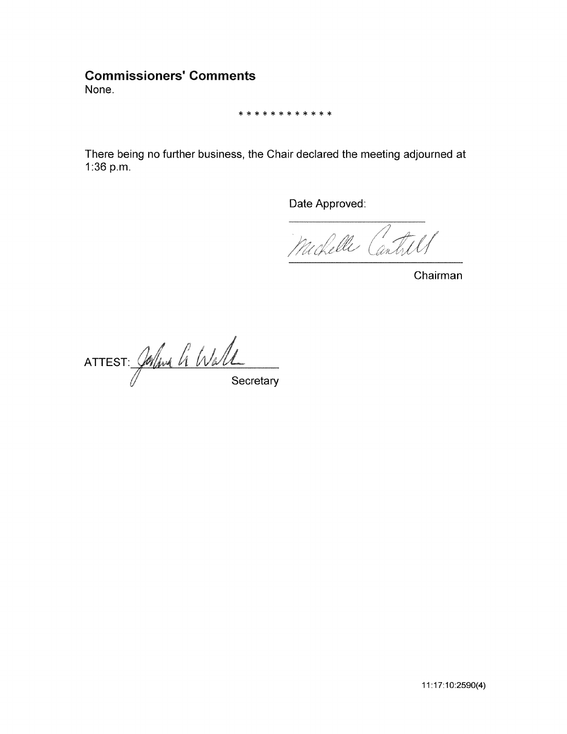## Commissioners' Comments

None.

\* \* \* \* \* \* \* \* \* \* \* \*

There being no further business, the Chair declared the meeting adjourned at 1:36 p.m.

Date Approved:

\_\_\_\_\_\_\_\_\_\_\_\_\_\_\_\_\_\_\_\_\_\_\_\_

Michelle Cantrell

Chairman

ATTEST: Joshua G. Walt

Secretary

11:17:10:2590(4)